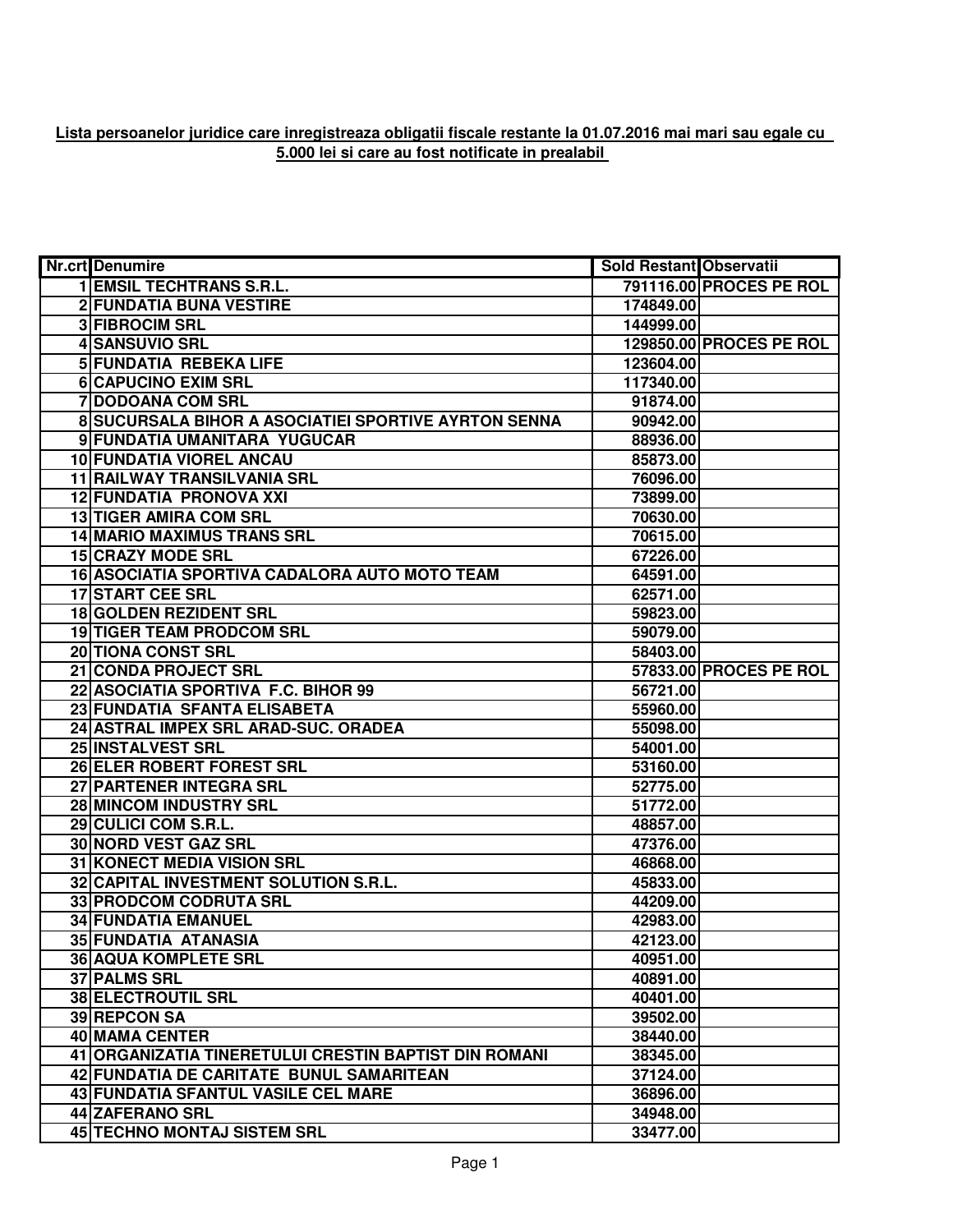**Lista persoanelor juridice care inregistreaza obligatii fiscale restante la 01.07.2016 mai mari sau egale cu 5.000 lei si care au fost notificate in prealabil**

| Nr.crt | Denumire | Sold Restant | Observatii |
|---|---|---|---|
| 1 | EMSIL TECHTRANS S.R.L. | 791116.00 | PROCES PE ROL |
| 2 | FUNDATIA BUNA VESTIRE | 174849.00 | |
| 3 | FIBROCIM SRL | 144999.00 | |
| 4 | SANSUVIO SRL | 129850.00 | PROCES PE ROL |
| 5 | FUNDATIA REBEKA LIFE | 123604.00 | |
| 6 | CAPUCINO EXIM SRL | 117340.00 | |
| 7 | DODOANA COM SRL | 91874.00 | |
| 8 | SUCURSALA BIHOR A ASOCIATIEI SPORTIVE AYRTON SENNA | 90942.00 | |
| 9 | FUNDATIA UMANITARA YUGUCAR | 88936.00 | |
| 10 | FUNDATIA VIOREL ANCAU | 85873.00 | |
| 11 | RAILWAY TRANSILVANIA SRL | 76096.00 | |
| 12 | FUNDATIA PRONOVA XXI | 73899.00 | |
| 13 | TIGER AMIRA COM SRL | 70630.00 | |
| 14 | MARIO MAXIMUS TRANS SRL | 70615.00 | |
| 15 | CRAZY MODE SRL | 67226.00 | |
| 16 | ASOCIATIA SPORTIVA CADALORA AUTO MOTO TEAM | 64591.00 | |
| 17 | START CEE SRL | 62571.00 | |
| 18 | GOLDEN REZIDENT SRL | 59823.00 | |
| 19 | TIGER TEAM PRODCOM SRL | 59079.00 | |
| 20 | TIONA CONST SRL | 58403.00 | |
| 21 | CONDA PROJECT SRL | 57833.00 | PROCES PE ROL |
| 22 | ASOCIATIA SPORTIVA F.C. BIHOR 99 | 56721.00 | |
| 23 | FUNDATIA SFANTA ELISABETA | 55960.00 | |
| 24 | ASTRAL IMPEX SRL ARAD-SUC. ORADEA | 55098.00 | |
| 25 | INSTALVEST SRL | 54001.00 | |
| 26 | ELER ROBERT FOREST SRL | 53160.00 | |
| 27 | PARTENER INTEGRA SRL | 52775.00 | |
| 28 | MINCOM INDUSTRY SRL | 51772.00 | |
| 29 | CULICI COM S.R.L. | 48857.00 | |
| 30 | NORD VEST GAZ SRL | 47376.00 | |
| 31 | KONECT MEDIA VISION SRL | 46868.00 | |
| 32 | CAPITAL INVESTMENT SOLUTION S.R.L. | 45833.00 | |
| 33 | PRODCOM CODRUTA SRL | 44209.00 | |
| 34 | FUNDATIA EMANUEL | 42983.00 | |
| 35 | FUNDATIA ATANASIA | 42123.00 | |
| 36 | AQUA KOMPLETE SRL | 40951.00 | |
| 37 | PALMS SRL | 40891.00 | |
| 38 | ELECTROUTIL SRL | 40401.00 | |
| 39 | REPCON SA | 39502.00 | |
| 40 | MAMA CENTER | 38440.00 | |
| 41 | ORGANIZATIA TINERETULUI CRESTIN BAPTIST DIN ROMANI | 38345.00 | |
| 42 | FUNDATIA DE CARITATE BUNUL SAMARITEAN | 37124.00 | |
| 43 | FUNDATIA SFANTUL VASILE CEL MARE | 36896.00 | |
| 44 | ZAFERANO SRL | 34948.00 | |
| 45 | TECHNO MONTAJ SISTEM SRL | 33477.00 | |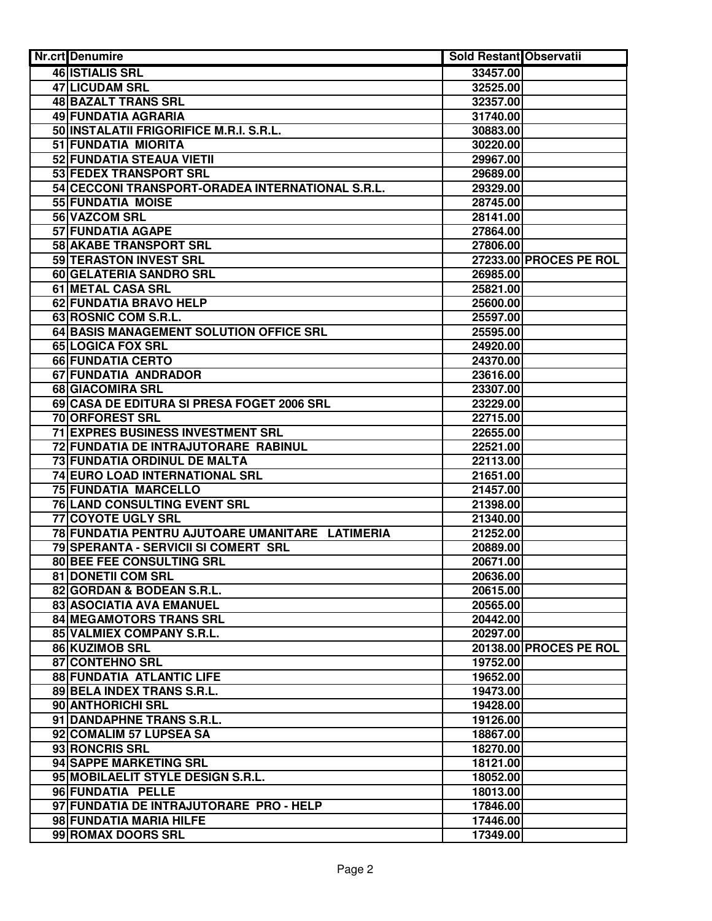| Nr.crt | Denumire | Sold Restant | Observatii |
|---|---|---|---|
| 46 | ISTIALIS SRL | 33457.00 | |
| 47 | LICUDAM SRL | 32525.00 | |
| 48 | BAZALT TRANS SRL | 32357.00 | |
| 49 | FUNDATIA AGRARIA | 31740.00 | |
| 50 | INSTALATII FRIGORIFICE M.R.I. S.R.L. | 30883.00 | |
| 51 | FUNDATIA  MIORITA | 30220.00 | |
| 52 | FUNDATIA STEAUA VIETII | 29967.00 | |
| 53 | FEDEX TRANSPORT SRL | 29689.00 | |
| 54 | CECCONI TRANSPORT-ORADEA INTERNATIONAL S.R.L. | 29329.00 | |
| 55 | FUNDATIA  MOISE | 28745.00 | |
| 56 | VAZCOM SRL | 28141.00 | |
| 57 | FUNDATIA AGAPE | 27864.00 | |
| 58 | AKABE TRANSPORT SRL | 27806.00 | |
| 59 | TERASTON INVEST SRL | 27233.00 | PROCES PE ROL |
| 60 | GELATERIA SANDRO SRL | 26985.00 | |
| 61 | METAL CASA SRL | 25821.00 | |
| 62 | FUNDATIA BRAVO HELP | 25600.00 | |
| 63 | ROSNIC COM S.R.L. | 25597.00 | |
| 64 | BASIS MANAGEMENT SOLUTION OFFICE SRL | 25595.00 | |
| 65 | LOGICA FOX SRL | 24920.00 | |
| 66 | FUNDATIA CERTO | 24370.00 | |
| 67 | FUNDATIA  ANDRADOR | 23616.00 | |
| 68 | GIACOMIRA SRL | 23307.00 | |
| 69 | CASA DE EDITURA SI PRESA FOGET 2006 SRL | 23229.00 | |
| 70 | ORFOREST SRL | 22715.00 | |
| 71 | EXPRES BUSINESS INVESTMENT SRL | 22655.00 | |
| 72 | FUNDATIA DE INTRAJUTORARE  RABINUL | 22521.00 | |
| 73 | FUNDATIA ORDINUL DE MALTA | 22113.00 | |
| 74 | EURO LOAD INTERNATIONAL SRL | 21651.00 | |
| 75 | FUNDATIA  MARCELLO | 21457.00 | |
| 76 | LAND CONSULTING EVENT SRL | 21398.00 | |
| 77 | COYOTE UGLY SRL | 21340.00 | |
| 78 | FUNDATIA PENTRU AJUTOARE UMANITARE  LATIMERIA | 21252.00 | |
| 79 | SPERANTA - SERVICII SI COMERT  SRL | 20889.00 | |
| 80 | BEE FEE CONSULTING SRL | 20671.00 | |
| 81 | DONETII COM SRL | 20636.00 | |
| 82 | GORDAN & BODEAN S.R.L. | 20615.00 | |
| 83 | ASOCIATIA AVA EMANUEL | 20565.00 | |
| 84 | MEGAMOTORS TRANS SRL | 20442.00 | |
| 85 | VALMIEX COMPANY S.R.L. | 20297.00 | |
| 86 | KUZIMOB SRL | 20138.00 | PROCES PE ROL |
| 87 | CONTEHNO SRL | 19752.00 | |
| 88 | FUNDATIA  ATLANTIC LIFE | 19652.00 | |
| 89 | BELA INDEX TRANS S.R.L. | 19473.00 | |
| 90 | ANTHORICHI SRL | 19428.00 | |
| 91 | DANDAPHNE TRANS S.R.L. | 19126.00 | |
| 92 | COMALIM 57 LUPSEA SA | 18867.00 | |
| 93 | RONCRIS SRL | 18270.00 | |
| 94 | SAPPE MARKETING SRL | 18121.00 | |
| 95 | MOBILAELIT STYLE DESIGN S.R.L. | 18052.00 | |
| 96 | FUNDATIA   PELLE | 18013.00 | |
| 97 | FUNDATIA DE INTRAJUTORARE  PRO - HELP | 17846.00 | |
| 98 | FUNDATIA MARIA HILFE | 17446.00 | |
| 99 | ROMAX DOORS SRL | 17349.00 | |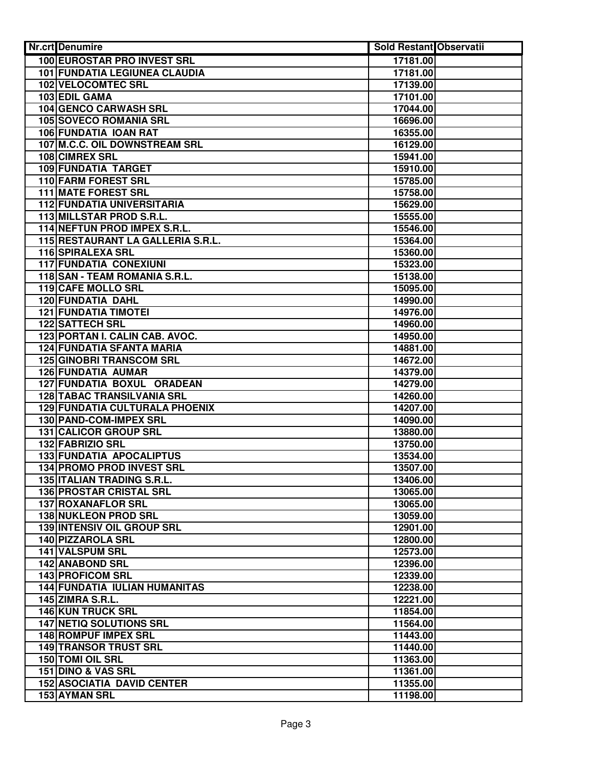| Nr.crt | Denumire | Sold Restant | Observatii |
|---|---|---|---|
| 100 | EUROSTAR PRO INVEST SRL | 17181.00 | |
| 101 | FUNDATIA LEGIUNEA CLAUDIA | 17181.00 | |
| 102 | VELOCOMTEC SRL | 17139.00 | |
| 103 | EDIL GAMA | 17101.00 | |
| 104 | GENCO CARWASH SRL | 17044.00 | |
| 105 | SOVECO ROMANIA SRL | 16696.00 | |
| 106 | FUNDATIA IOAN RAT | 16355.00 | |
| 107 | M.C.C. OIL DOWNSTREAM SRL | 16129.00 | |
| 108 | CIMREX SRL | 15941.00 | |
| 109 | FUNDATIA TARGET | 15910.00 | |
| 110 | FARM FOREST SRL | 15785.00 | |
| 111 | MATE FOREST SRL | 15758.00 | |
| 112 | FUNDATIA UNIVERSITARIA | 15629.00 | |
| 113 | MILLSTAR PROD S.R.L. | 15555.00 | |
| 114 | NEFTUN PROD IMPEX S.R.L. | 15546.00 | |
| 115 | RESTAURANT LA GALLERIA S.R.L. | 15364.00 | |
| 116 | SPIRALEXA SRL | 15360.00 | |
| 117 | FUNDATIA CONEXIUNI | 15323.00 | |
| 118 | SAN - TEAM ROMANIA S.R.L. | 15138.00 | |
| 119 | CAFE MOLLO SRL | 15095.00 | |
| 120 | FUNDATIA DAHL | 14990.00 | |
| 121 | FUNDATIA TIMOTEI | 14976.00 | |
| 122 | SATTECH SRL | 14960.00 | |
| 123 | PORTAN I. CALIN CAB. AVOC. | 14950.00 | |
| 124 | FUNDATIA SFANTA MARIA | 14881.00 | |
| 125 | GINOBRI TRANSCOM SRL | 14672.00 | |
| 126 | FUNDATIA AUMAR | 14379.00 | |
| 127 | FUNDATIA BOXUL ORADEAN | 14279.00 | |
| 128 | TABAC TRANSILVANIA SRL | 14260.00 | |
| 129 | FUNDATIA CULTURALA PHOENIX | 14207.00 | |
| 130 | PAND-COM-IMPEX SRL | 14090.00 | |
| 131 | CALICOR GROUP SRL | 13880.00 | |
| 132 | FABRIZIO SRL | 13750.00 | |
| 133 | FUNDATIA APOCALIPTUS | 13534.00 | |
| 134 | PROMO PROD INVEST SRL | 13507.00 | |
| 135 | ITALIAN TRADING S.R.L. | 13406.00 | |
| 136 | PROSTAR CRISTAL SRL | 13065.00 | |
| 137 | ROXANAFLOR SRL | 13065.00 | |
| 138 | NUKLEON PROD SRL | 13059.00 | |
| 139 | INTENSIV OIL GROUP SRL | 12901.00 | |
| 140 | PIZZAROLA SRL | 12800.00 | |
| 141 | VALSPUM SRL | 12573.00 | |
| 142 | ANABOND SRL | 12396.00 | |
| 143 | PROFICOM SRL | 12339.00 | |
| 144 | FUNDATIA IULIAN HUMANITAS | 12238.00 | |
| 145 | ZIMRA S.R.L. | 12221.00 | |
| 146 | KUN TRUCK SRL | 11854.00 | |
| 147 | NETIQ SOLUTIONS SRL | 11564.00 | |
| 148 | ROMPUF IMPEX SRL | 11443.00 | |
| 149 | TRANSOR TRUST SRL | 11440.00 | |
| 150 | TOMI OIL SRL | 11363.00 | |
| 151 | DINO & VAS SRL | 11361.00 | |
| 152 | ASOCIATIA DAVID CENTER | 11355.00 | |
| 153 | AYMAN SRL | 11198.00 | |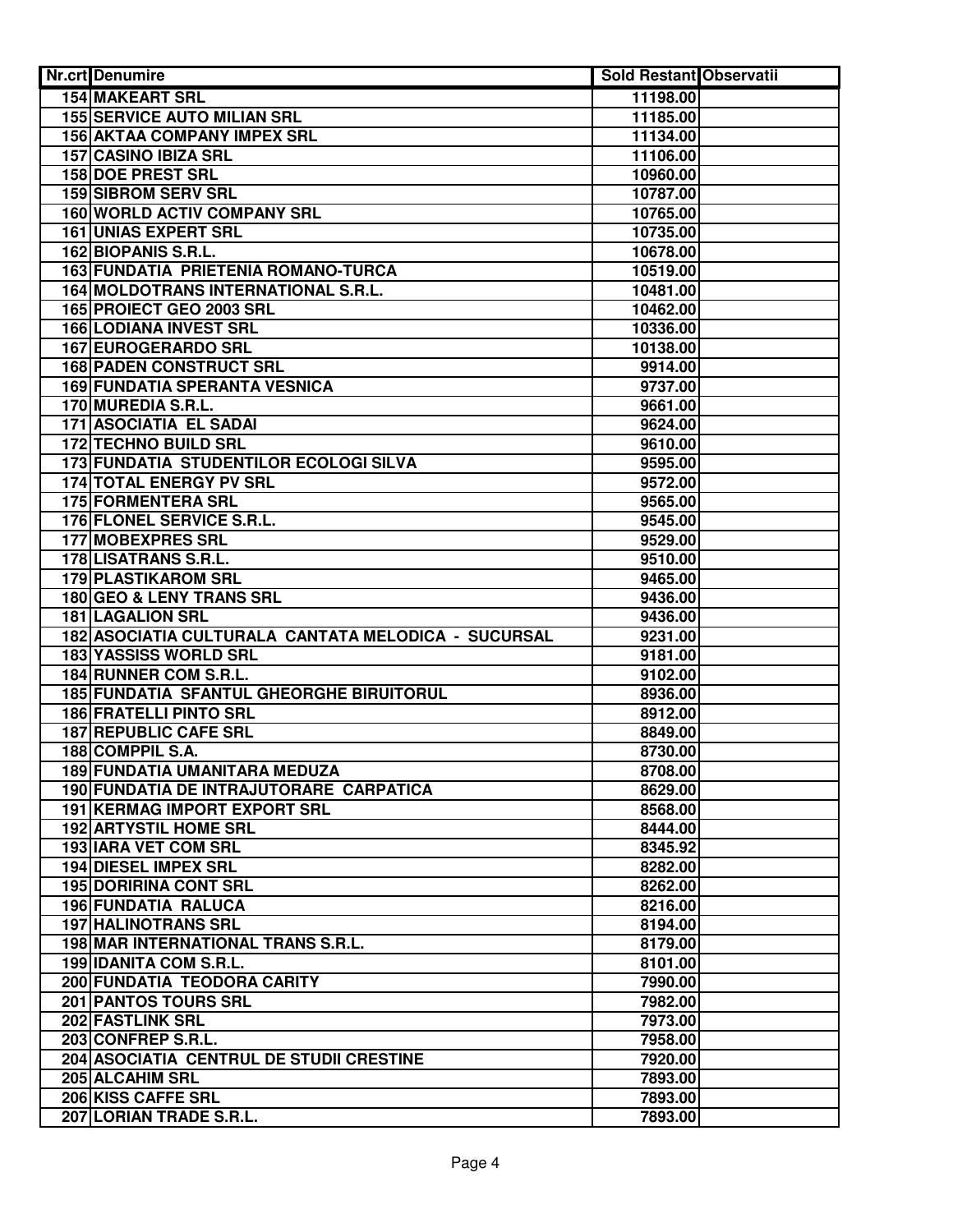| Nr.crt | Denumire | Sold Restant | Observatii |
|---|---|---|---|
| 154 | MAKEART SRL | 11198.00 | |
| 155 | SERVICE AUTO MILIAN SRL | 11185.00 | |
| 156 | AKTAA COMPANY IMPEX SRL | 11134.00 | |
| 157 | CASINO IBIZA SRL | 11106.00 | |
| 158 | DOE PREST SRL | 10960.00 | |
| 159 | SIBROM SERV SRL | 10787.00 | |
| 160 | WORLD ACTIV COMPANY SRL | 10765.00 | |
| 161 | UNIAS EXPERT SRL | 10735.00 | |
| 162 | BIOPANIS S.R.L. | 10678.00 | |
| 163 | FUNDATIA PRIETENIA ROMANO-TURCA | 10519.00 | |
| 164 | MOLDOTRANS INTERNATIONAL S.R.L. | 10481.00 | |
| 165 | PROIECT GEO 2003 SRL | 10462.00 | |
| 166 | LODIANA INVEST SRL | 10336.00 | |
| 167 | EUROGERARDO SRL | 10138.00 | |
| 168 | PADEN CONSTRUCT SRL | 9914.00 | |
| 169 | FUNDATIA SPERANTA VESNICA | 9737.00 | |
| 170 | MUREDIA S.R.L. | 9661.00 | |
| 171 | ASOCIATIA EL SADAI | 9624.00 | |
| 172 | TECHNO BUILD SRL | 9610.00 | |
| 173 | FUNDATIA STUDENTILOR ECOLOGI SILVA | 9595.00 | |
| 174 | TOTAL ENERGY PV SRL | 9572.00 | |
| 175 | FORMENTERA SRL | 9565.00 | |
| 176 | FLONEL SERVICE S.R.L. | 9545.00 | |
| 177 | MOBEXPRES SRL | 9529.00 | |
| 178 | LISATRANS S.R.L. | 9510.00 | |
| 179 | PLASTIKAROM SRL | 9465.00 | |
| 180 | GEO & LENY TRANS SRL | 9436.00 | |
| 181 | LAGALION SRL | 9436.00 | |
| 182 | ASOCIATIA CULTURALA CANTATA MELODICA - SUCURSAL | 9231.00 | |
| 183 | YASSISS WORLD SRL | 9181.00 | |
| 184 | RUNNER COM S.R.L. | 9102.00 | |
| 185 | FUNDATIA SFANTUL GHEORGHE BIRUITORUL | 8936.00 | |
| 186 | FRATELLI PINTO SRL | 8912.00 | |
| 187 | REPUBLIC CAFE SRL | 8849.00 | |
| 188 | COMPPIL S.A. | 8730.00 | |
| 189 | FUNDATIA UMANITARA MEDUZA | 8708.00 | |
| 190 | FUNDATIA DE INTRAJUTORARE CARPATICA | 8629.00 | |
| 191 | KERMAG IMPORT EXPORT SRL | 8568.00 | |
| 192 | ARTYSTIL HOME SRL | 8444.00 | |
| 193 | IARA VET COM SRL | 8345.92 | |
| 194 | DIESEL IMPEX SRL | 8282.00 | |
| 195 | DORIRINA CONT SRL | 8262.00 | |
| 196 | FUNDATIA RALUCA | 8216.00 | |
| 197 | HALINOTRANS SRL | 8194.00 | |
| 198 | MAR INTERNATIONAL TRANS S.R.L. | 8179.00 | |
| 199 | IDANITA COM S.R.L. | 8101.00 | |
| 200 | FUNDATIA TEODORA CARITY | 7990.00 | |
| 201 | PANTOS TOURS SRL | 7982.00 | |
| 202 | FASTLINK SRL | 7973.00 | |
| 203 | CONFREP S.R.L. | 7958.00 | |
| 204 | ASOCIATIA CENTRUL DE STUDII CRESTINE | 7920.00 | |
| 205 | ALCAHIM SRL | 7893.00 | |
| 206 | KISS CAFFE SRL | 7893.00 | |
| 207 | LORIAN TRADE S.R.L. | 7893.00 | |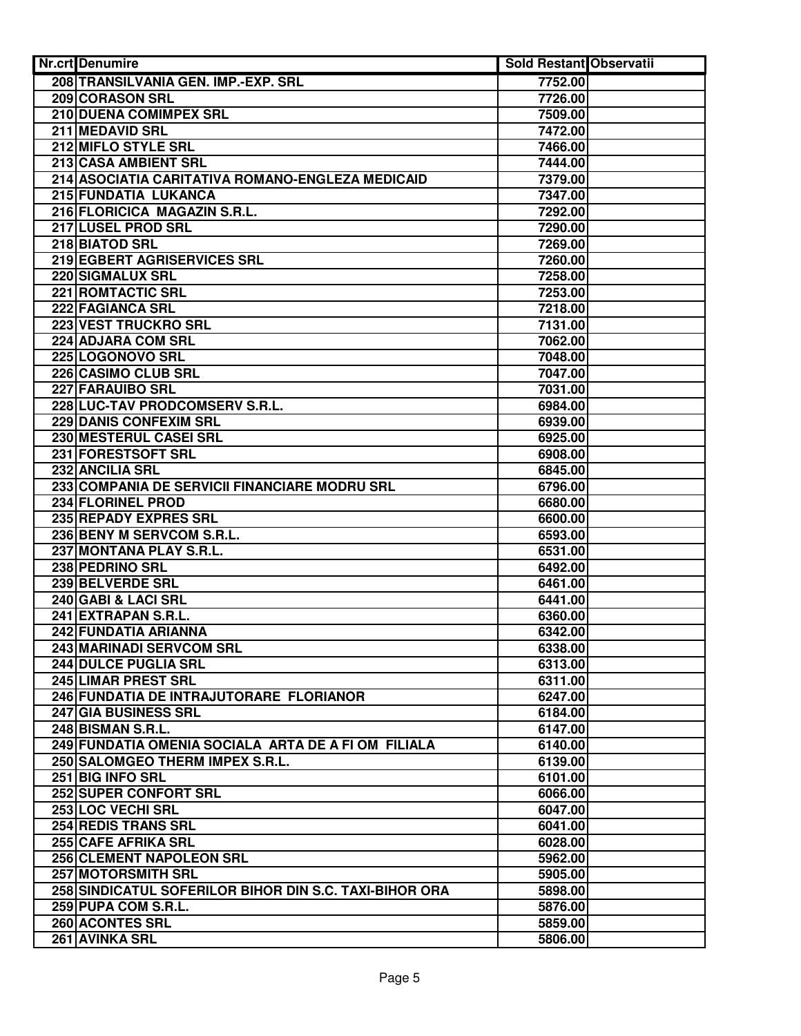| Nr.crt | Denumire | Sold Restant | Observatii |
|---|---|---|---|
| 208 | TRANSILVANIA GEN. IMP.-EXP. SRL | 7752.00 | |
| 209 | CORASON SRL | 7726.00 | |
| 210 | DUENA COMIMPEX SRL | 7509.00 | |
| 211 | MEDAVID SRL | 7472.00 | |
| 212 | MIFLO STYLE SRL | 7466.00 | |
| 213 | CASA AMBIENT SRL | 7444.00 | |
| 214 | ASOCIATIA CARITATIVA ROMANO-ENGLEZA MEDICAID | 7379.00 | |
| 215 | FUNDATIA LUKANCA | 7347.00 | |
| 216 | FLORICICA MAGAZIN S.R.L. | 7292.00 | |
| 217 | LUSEL PROD SRL | 7290.00 | |
| 218 | BIATOD SRL | 7269.00 | |
| 219 | EGBERT AGRISERVICES SRL | 7260.00 | |
| 220 | SIGMALUX SRL | 7258.00 | |
| 221 | ROMTACTIC SRL | 7253.00 | |
| 222 | FAGIANCA SRL | 7218.00 | |
| 223 | VEST TRUCKRO SRL | 7131.00 | |
| 224 | ADJARA COM SRL | 7062.00 | |
| 225 | LOGONOVO SRL | 7048.00 | |
| 226 | CASIMO CLUB SRL | 7047.00 | |
| 227 | FARAUIBO SRL | 7031.00 | |
| 228 | LUC-TAV PRODCOMSERV S.R.L. | 6984.00 | |
| 229 | DANIS CONFEXIM SRL | 6939.00 | |
| 230 | MESTERUL CASEI SRL | 6925.00 | |
| 231 | FORESTSOFT SRL | 6908.00 | |
| 232 | ANCILIA SRL | 6845.00 | |
| 233 | COMPANIA DE SERVICII FINANCIARE MODRU SRL | 6796.00 | |
| 234 | FLORINEL PROD | 6680.00 | |
| 235 | REPADY EXPRES SRL | 6600.00 | |
| 236 | BENY M SERVCOM S.R.L. | 6593.00 | |
| 237 | MONTANA PLAY S.R.L. | 6531.00 | |
| 238 | PEDRINO SRL | 6492.00 | |
| 239 | BELVERDE SRL | 6461.00 | |
| 240 | GABI & LACI SRL | 6441.00 | |
| 241 | EXTRAPAN S.R.L. | 6360.00 | |
| 242 | FUNDATIA ARIANNA | 6342.00 | |
| 243 | MARINADI SERVCOM SRL | 6338.00 | |
| 244 | DULCE PUGLIA SRL | 6313.00 | |
| 245 | LIMAR PREST SRL | 6311.00 | |
| 246 | FUNDATIA DE INTRAJUTORARE FLORIANOR | 6247.00 | |
| 247 | GIA BUSINESS SRL | 6184.00 | |
| 248 | BISMAN S.R.L. | 6147.00 | |
| 249 | FUNDATIA OMENIA SOCIALA ARTA DE A FI OM FILIALA | 6140.00 | |
| 250 | SALOMGEO THERM IMPEX S.R.L. | 6139.00 | |
| 251 | BIG INFO SRL | 6101.00 | |
| 252 | SUPER CONFORT SRL | 6066.00 | |
| 253 | LOC VECHI SRL | 6047.00 | |
| 254 | REDIS TRANS SRL | 6041.00 | |
| 255 | CAFE AFRIKA SRL | 6028.00 | |
| 256 | CLEMENT NAPOLEON SRL | 5962.00 | |
| 257 | MOTORSMITH SRL | 5905.00 | |
| 258 | SINDICATUL SOFERILOR BIHOR DIN S.C. TAXI-BIHOR ORA | 5898.00 | |
| 259 | PUPA COM S.R.L. | 5876.00 | |
| 260 | ACONTES SRL | 5859.00 | |
| 261 | AVINKA SRL | 5806.00 | |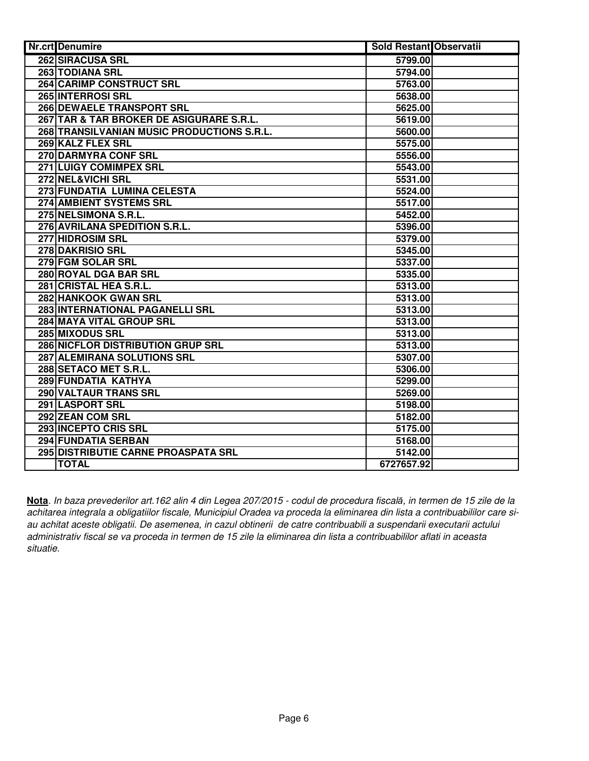| Nr.crt | Denumire | Sold Restant | Observatii |
|---|---|---|---|
| 262 | SIRACUSA SRL | 5799.00 | |
| 263 | TODIANA SRL | 5794.00 | |
| 264 | CARIMP CONSTRUCT SRL | 5763.00 | |
| 265 | INTERROSI SRL | 5638.00 | |
| 266 | DEWAELE TRANSPORT SRL | 5625.00 | |
| 267 | TAR & TAR BROKER DE ASIGURARE S.R.L. | 5619.00 | |
| 268 | TRANSILVANIAN MUSIC PRODUCTIONS S.R.L. | 5600.00 | |
| 269 | KALZ FLEX SRL | 5575.00 | |
| 270 | DARMYRA CONF SRL | 5556.00 | |
| 271 | LUIGY COMIMPEX SRL | 5543.00 | |
| 272 | NEL&VICHI SRL | 5531.00 | |
| 273 | FUNDATIA LUMINA CELESTA | 5524.00 | |
| 274 | AMBIENT SYSTEMS SRL | 5517.00 | |
| 275 | NELSIMONA S.R.L. | 5452.00 | |
| 276 | AVRILANA SPEDITION S.R.L. | 5396.00 | |
| 277 | HIDROSIM SRL | 5379.00 | |
| 278 | DAKRISIO SRL | 5345.00 | |
| 279 | FGM SOLAR SRL | 5337.00 | |
| 280 | ROYAL DGA BAR SRL | 5335.00 | |
| 281 | CRISTAL HEA S.R.L. | 5313.00 | |
| 282 | HANKOOK GWAN SRL | 5313.00 | |
| 283 | INTERNATIONAL PAGANELLI SRL | 5313.00 | |
| 284 | MAYA VITAL GROUP SRL | 5313.00 | |
| 285 | MIXODUS SRL | 5313.00 | |
| 286 | NICFLOR DISTRIBUTION GRUP SRL | 5313.00 | |
| 287 | ALEMIRANA SOLUTIONS SRL | 5307.00 | |
| 288 | SETACO MET S.R.L. | 5306.00 | |
| 289 | FUNDATIA KATHYA | 5299.00 | |
| 290 | VALTAUR TRANS SRL | 5269.00 | |
| 291 | LASPORT SRL | 5198.00 | |
| 292 | ZEAN COM SRL | 5182.00 | |
| 293 | INCEPTO CRIS SRL | 5175.00 | |
| 294 | FUNDATIA SERBAN | 5168.00 | |
| 295 | DISTRIBUTIE CARNE PROASPATA SRL | 5142.00 | |
| | TOTAL | 6727657.92 | |

**Nota**. *In baza prevederilor art.162 alin 4 din Legea 207/2015 - codul de procedura fiscală, in termen de 15 zile de la achitarea integrala a obligatiilor fiscale, Municipiul Oradea va proceda la eliminarea din lista a contribuabililor care si-au achitat aceste obligatii. De asemenea, in cazul obtinerii de catre contribuabili a suspendarii executarii actului administrativ fiscal se va proceda in termen de 15 zile la eliminarea din lista a contribuabililor aflati in aceasta situatie.*